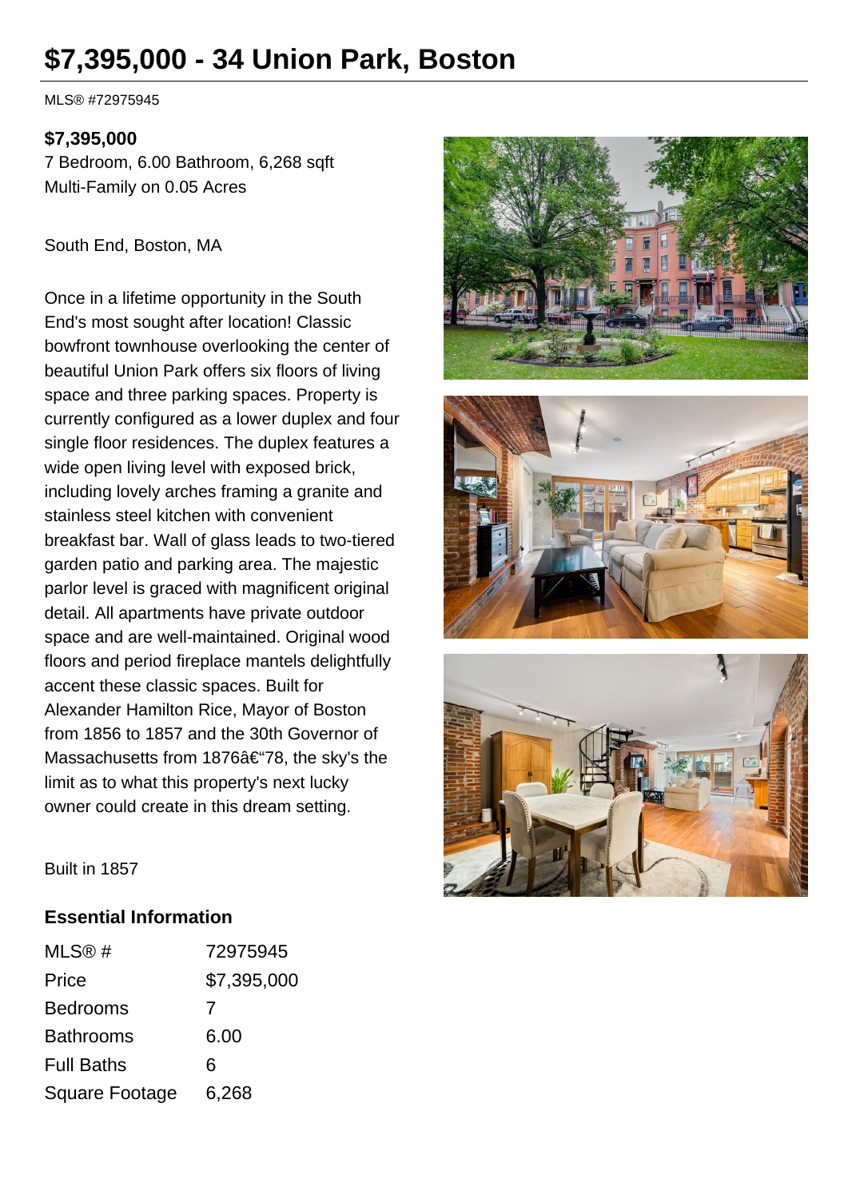# $7,395,000 - 34 Union Park, Boston

MLS® #72975945

**$7,395,000**

7 Bedroom, 6.00 Bathroom, 6,268 sqft

Multi-Family on 0.05 Acres

South End, Boston, MA

Once in a lifetime opportunity in the South End's most sought after location! Classic bowfront townhouse overlooking the center of beautiful Union Park offers six floors of living space and three parking spaces. Property is currently configured as a lower duplex and four single floor residences. The duplex features a wide open living level with exposed brick, including lovely arches framing a granite and stainless steel kitchen with convenient breakfast bar. Wall of glass leads to two-tiered garden patio and parking area. The majestic parlor level is graced with magnificent original detail. All apartments have private outdoor space and are well-maintained. Original wood floors and period fireplace mantels delightfully accent these classic spaces. Built for Alexander Hamilton Rice, Mayor of Boston from 1856 to 1857 and the 30th Governor of Massachusetts from 1876â€"78, the sky's the limit as to what this property's next lucky owner could create in this dream setting.

Built in 1857

## Essential Information

| | |
|---|---|
| MLS® # | 72975945 |
| Price | $7,395,000 |
| Bedrooms | 7 |
| Bathrooms | 6.00 |
| Full Baths | 6 |
| Square Footage | 6,268 |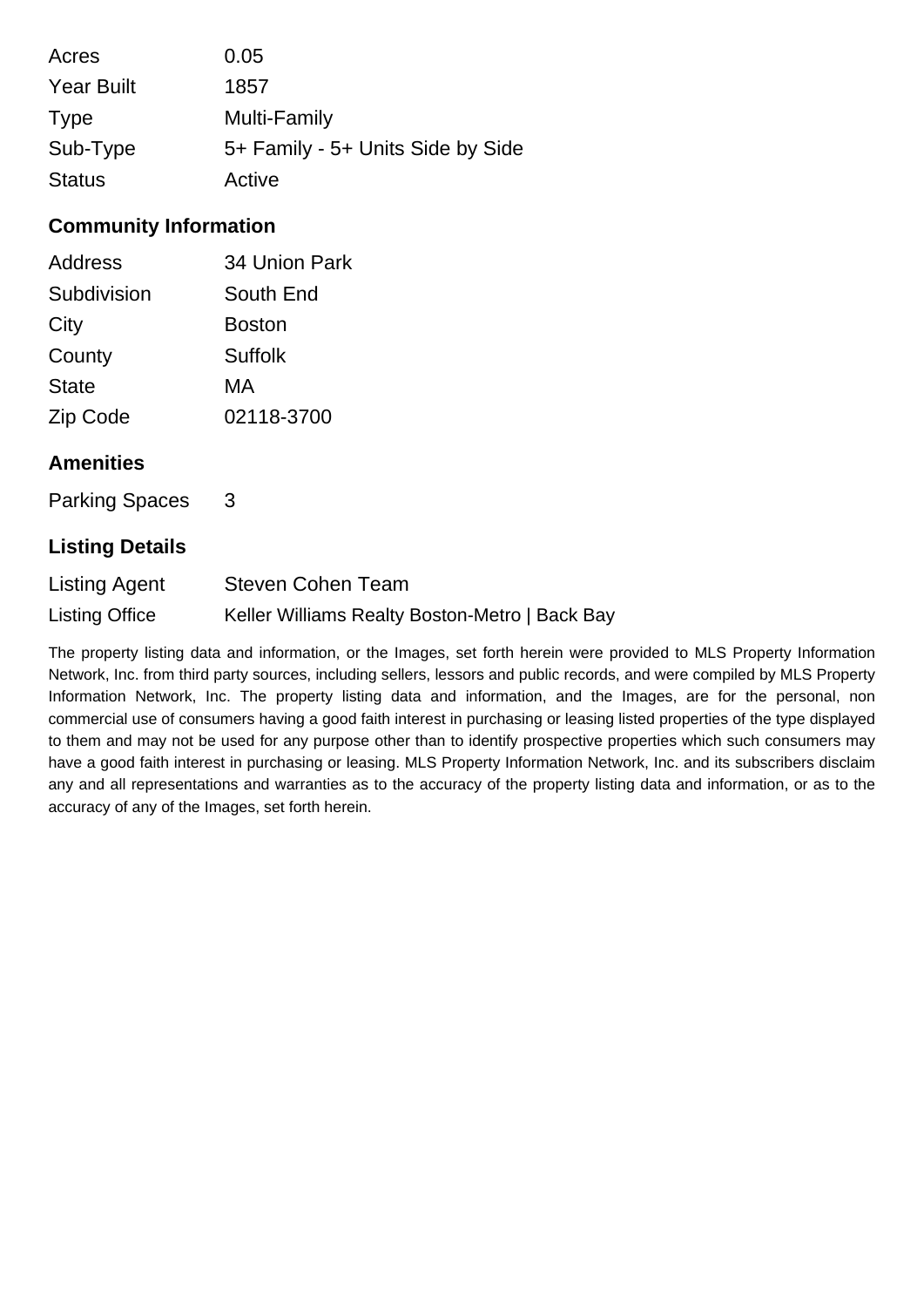| | |
|---|---|
| Acres | 0.05 |
| Year Built | 1857 |
| Type | Multi-Family |
| Sub-Type | 5+ Family - 5+ Units Side by Side |
| Status | Active |

## Community Information

| | |
|---|---|
| Address | 34 Union Park |
| Subdivision | South End |
| City | Boston |
| County | Suffolk |
| State | MA |
| Zip Code | 02118-3700 |

## Amenities

| | |
|---|---|
| Parking Spaces | 3 |

## Listing Details

| | |
|---|---|
| Listing Agent | Steven Cohen Team |
| Listing Office | Keller Williams Realty Boston-Metro \| Back Bay |

The property listing data and information, or the Images, set forth herein were provided to MLS Property Information Network, Inc. from third party sources, including sellers, lessors and public records, and were compiled by MLS Property Information Network, Inc. The property listing data and information, and the Images, are for the personal, non commercial use of consumers having a good faith interest in purchasing or leasing listed properties of the type displayed to them and may not be used for any purpose other than to identify prospective properties which such consumers may have a good faith interest in purchasing or leasing. MLS Property Information Network, Inc. and its subscribers disclaim any and all representations and warranties as to the accuracy of the property listing data and information, or as to the accuracy of any of the Images, set forth herein.